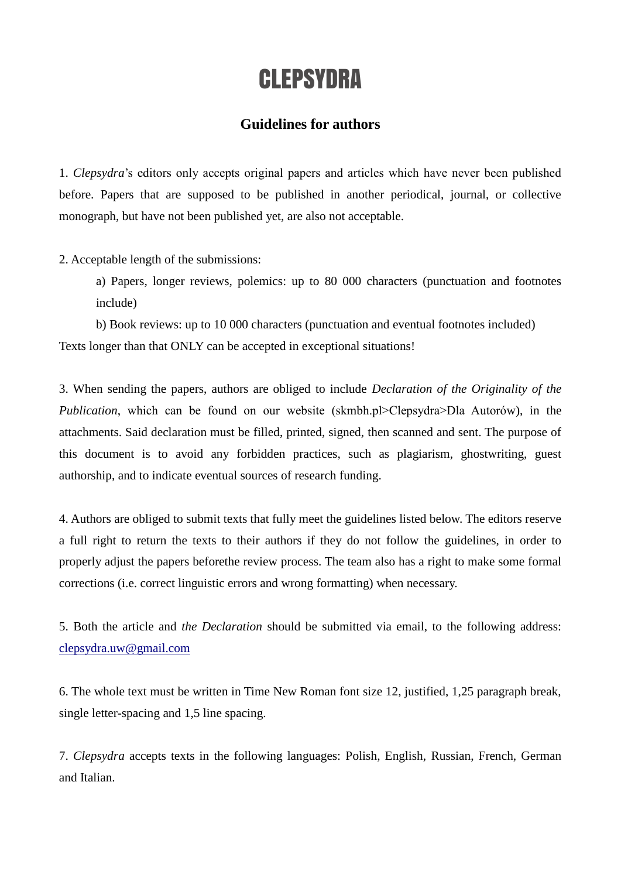# CLEPSYDRA

## Guidelines for authors

1. *Clepsydra*'s editors only accepts original papers and articles which have never been published before. Papers that are supposed to be published in another periodical, journal, or collective monograph, but have not been published yet, are also not acceptable.

2. Acceptable length of the submissions:

   a) Papers, longer reviews, polemics: up to 80 000 characters (punctuation and footnotes include)

   b) Book reviews: up to 10 000 characters (punctuation and eventual footnotes included)

Texts longer than that ONLY can be accepted in exceptional situations!

3. When sending the papers, authors are obliged to include *Declaration of the Originality of the Publication*, which can be found on our website (skmbh.pl>Clepsydra>Dla Autorów), in the attachments. Said declaration must be filled, printed, signed, then scanned and sent. The purpose of this document is to avoid any forbidden practices, such as plagiarism, ghostwriting, guest authorship, and to indicate eventual sources of research funding.

4. Authors are obliged to submit texts that fully meet the guidelines listed below. The editors reserve a full right to return the texts to their authors if they do not follow the guidelines, in order to properly adjust the papers beforethe review process. The team also has a right to make some formal corrections (i.e. correct linguistic errors and wrong formatting) when necessary.

5. Both the article and *the Declaration* should be submitted via email, to the following address: clepsydra.uw@gmail.com

6. The whole text must be written in Time New Roman font size 12, justified, 1,25 paragraph break, single letter-spacing and 1,5 line spacing.

7. *Clepsydra* accepts texts in the following languages: Polish, English, Russian, French, German and Italian.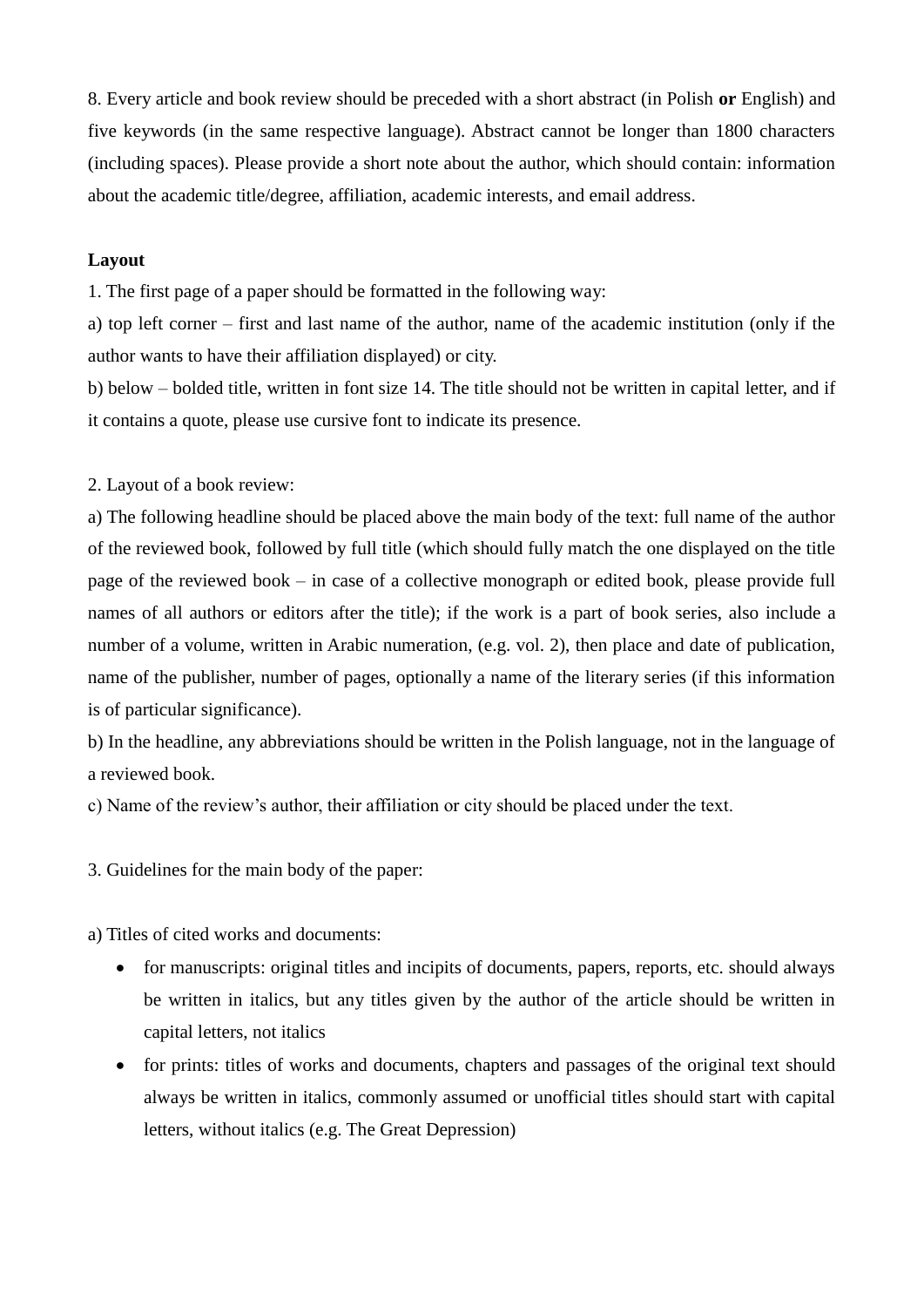8. Every article and book review should be preceded with a short abstract (in Polish **or** English) and five keywords (in the same respective language). Abstract cannot be longer than 1800 characters (including spaces). Please provide a short note about the author, which should contain: information about the academic title/degree, affiliation, academic interests, and email address.

**Layout**

1. The first page of a paper should be formatted in the following way:

a) top left corner – first and last name of the author, name of the academic institution (only if the author wants to have their affiliation displayed) or city.

b) below – bolded title, written in font size 14. The title should not be written in capital letter, and if it contains a quote, please use cursive font to indicate its presence.

2. Layout of a book review:

a) The following headline should be placed above the main body of the text: full name of the author of the reviewed book, followed by full title (which should fully match the one displayed on the title page of the reviewed book – in case of a collective monograph or edited book, please provide full names of all authors or editors after the title); if the work is a part of book series, also include a number of a volume, written in Arabic numeration, (e.g. vol. 2), then place and date of publication, name of the publisher, number of pages, optionally a name of the literary series (if this information is of particular significance).

b) In the headline, any abbreviations should be written in the Polish language, not in the language of a reviewed book.

c) Name of the review's author, their affiliation or city should be placed under the text.

3. Guidelines for the main body of the paper:

a) Titles of cited works and documents:

- for manuscripts: original titles and incipits of documents, papers, reports, etc. should always be written in italics, but any titles given by the author of the article should be written in capital letters, not italics
- for prints: titles of works and documents, chapters and passages of the original text should always be written in italics, commonly assumed or unofficial titles should start with capital letters, without italics (e.g. The Great Depression)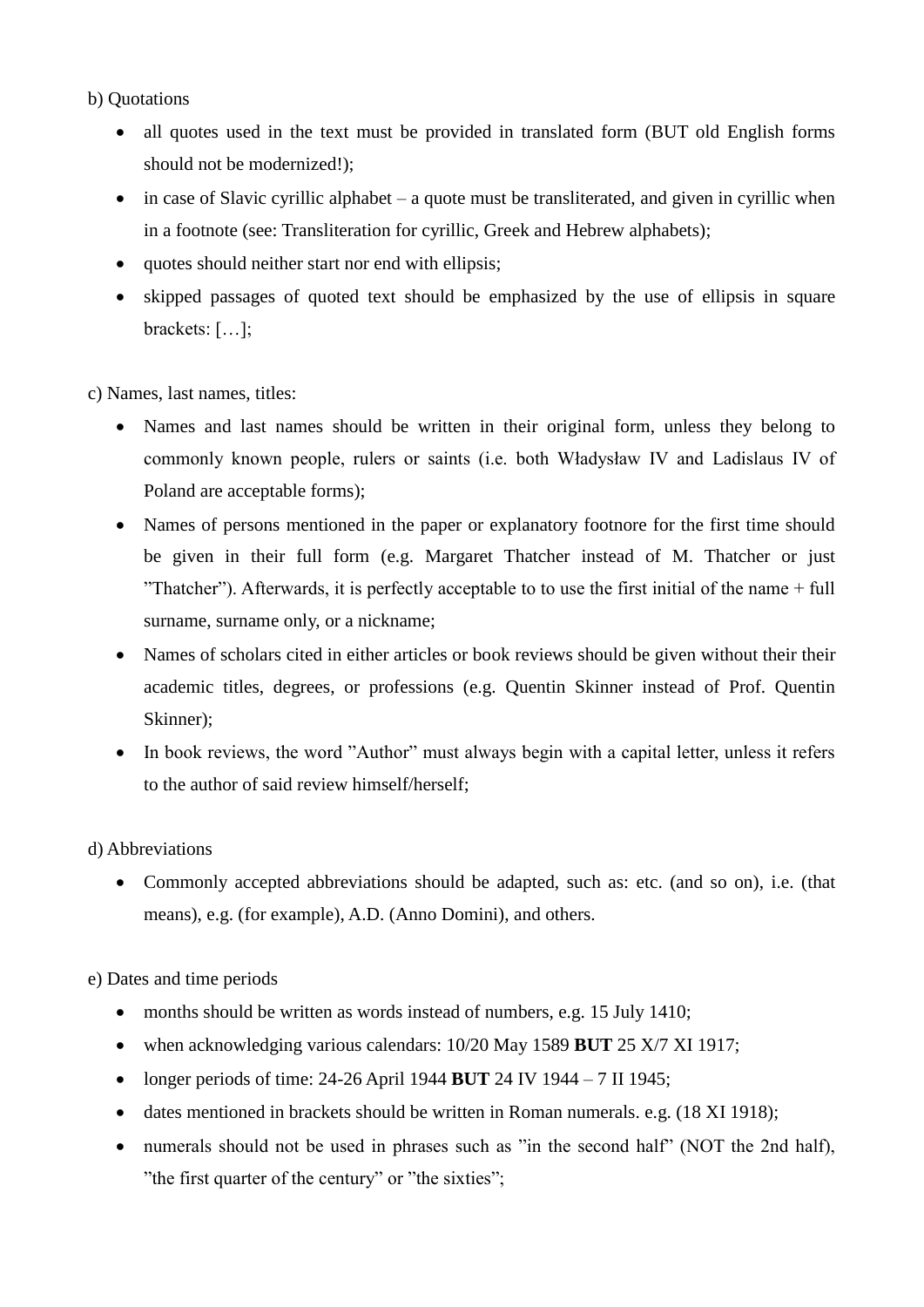b) Quotations

- all quotes used in the text must be provided in translated form (BUT old English forms should not be modernized!);
- in case of Slavic cyrillic alphabet – a quote must be transliterated, and given in cyrillic when in a footnote (see: Transliteration for cyrillic, Greek and Hebrew alphabets);
- quotes should neither start nor end with ellipsis;
- skipped passages of quoted text should be emphasized by the use of ellipsis in square brackets: […];

c) Names, last names, titles:

- Names and last names should be written in their original form, unless they belong to commonly known people, rulers or saints (i.e. both Władysław IV and Ladislaus IV of Poland are acceptable forms);
- Names of persons mentioned in the paper or explanatory footnore for the first time should be given in their full form (e.g. Margaret Thatcher instead of M. Thatcher or just ”Thatcher”). Afterwards, it is perfectly acceptable to to use the first initial of the name + full surname, surname only, or a nickname;
- Names of scholars cited in either articles or book reviews should be given without their their academic titles, degrees, or professions (e.g. Quentin Skinner instead of Prof. Quentin Skinner);
- In book reviews, the word ”Author” must always begin with a capital letter, unless it refers to the author of said review himself/herself;

d) Abbreviations

- Commonly accepted abbreviations should be adapted, such as: etc. (and so on), i.e. (that means), e.g. (for example), A.D. (Anno Domini), and others.

e) Dates and time periods

- months should be written as words instead of numbers, e.g. 15 July 1410;
- when acknowledging various calendars: 10/20 May 1589 **BUT** 25 X/7 XI 1917;
- longer periods of time: 24-26 April 1944 **BUT** 24 IV 1944 – 7 II 1945;
- dates mentioned in brackets should be written in Roman numerals. e.g. (18 XI 1918);
- numerals should not be used in phrases such as ”in the second half” (NOT the 2nd half), ”the first quarter of the century” or ”the sixties”;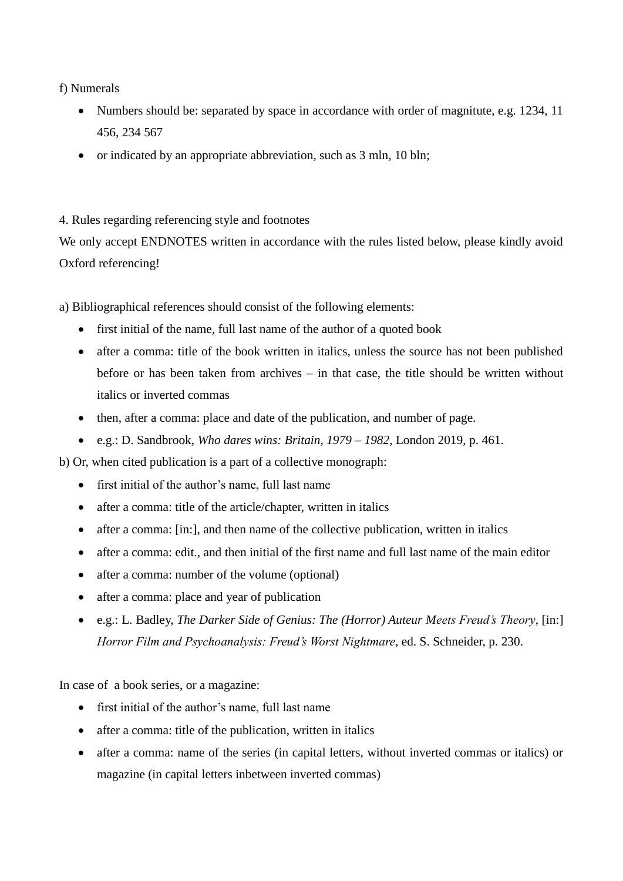f) Numerals

- Numbers should be: separated by space in accordance with order of magnitute, e.g. 1234, 11 456, 234 567
- or indicated by an appropriate abbreviation, such as 3 mln, 10 bln;

4. Rules regarding referencing style and footnotes

We only accept ENDNOTES written in accordance with the rules listed below, please kindly avoid Oxford referencing!

a) Bibliographical references should consist of the following elements:

- first initial of the name, full last name of the author of a quoted book
- after a comma: title of the book written in italics, unless the source has not been published before or has been taken from archives – in that case, the title should be written without italics or inverted commas
- then, after a comma: place and date of the publication, and number of page.
- e.g.: D. Sandbrook, *Who dares wins: Britain, 1979 – 1982*, London 2019, p. 461.

b) Or, when cited publication is a part of a collective monograph:

- first initial of the author's name, full last name
- after a comma: title of the article/chapter, written in italics
- after a comma: [in:], and then name of the collective publication, written in italics
- after a comma: edit., and then initial of the first name and full last name of the main editor
- after a comma: number of the volume (optional)
- after a comma: place and year of publication
- e.g.: L. Badley, *The Darker Side of Genius: The (Horror) Auteur Meets Freud's Theory*, [in:] *Horror Film and Psychoanalysis: Freud's Worst Nightmare*, ed. S. Schneider, p. 230.

In case of a book series, or a magazine:

- first initial of the author's name, full last name
- after a comma: title of the publication, written in italics
- after a comma: name of the series (in capital letters, without inverted commas or italics) or magazine (in capital letters inbetween inverted commas)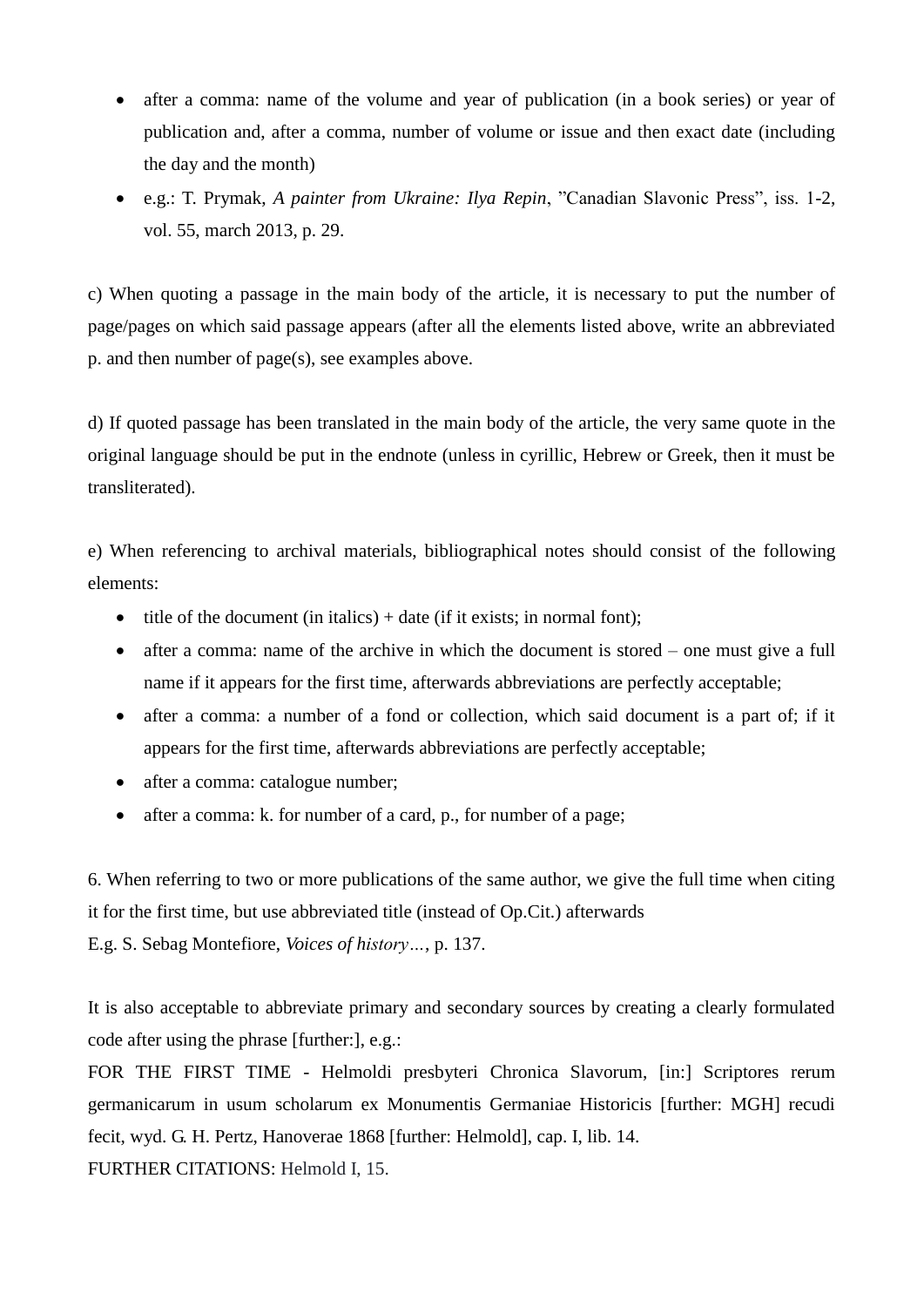- after a comma: name of the volume and year of publication (in a book series) or year of publication and, after a comma, number of volume or issue and then exact date (including the day and the month)
- e.g.: T. Prymak, *A painter from Ukraine: Ilya Repin*, "Canadian Slavonic Press", iss. 1-2, vol. 55, march 2013, p. 29.

c) When quoting a passage in the main body of the article, it is necessary to put the number of page/pages on which said passage appears (after all the elements listed above, write an abbreviated p. and then number of page(s), see examples above.

d) If quoted passage has been translated in the main body of the article, the very same quote in the original language should be put in the endnote (unless in cyrillic, Hebrew or Greek, then it must be transliterated).

e) When referencing to archival materials, bibliographical notes should consist of the following elements:

- title of the document (in italics) + date (if it exists; in normal font);
- after a comma: name of the archive in which the document is stored – one must give a full name if it appears for the first time, afterwards abbreviations are perfectly acceptable;
- after a comma: a number of a fond or collection, which said document is a part of; if it appears for the first time, afterwards abbreviations are perfectly acceptable;
- after a comma: catalogue number;
- after a comma: k. for number of a card, p., for number of a page;

6. When referring to two or more publications of the same author, we give the full time when citing it for the first time, but use abbreviated title (instead of Op.Cit.) afterwards
E.g. S. Sebag Montefiore, *Voices of history…*, p. 137.

It is also acceptable to abbreviate primary and secondary sources by creating a clearly formulated code after using the phrase [further:], e.g.:
FOR THE FIRST TIME - Helmoldi presbyteri Chronica Slavorum, [in:] Scriptores rerum germanicarum in usum scholarum ex Monumentis Germaniae Historicis [further: MGH] recudi fecit, wyd. G. H. Pertz, Hanoverae 1868 [further: Helmold], cap. I, lib. 14.
FURTHER CITATIONS: Helmold I, 15.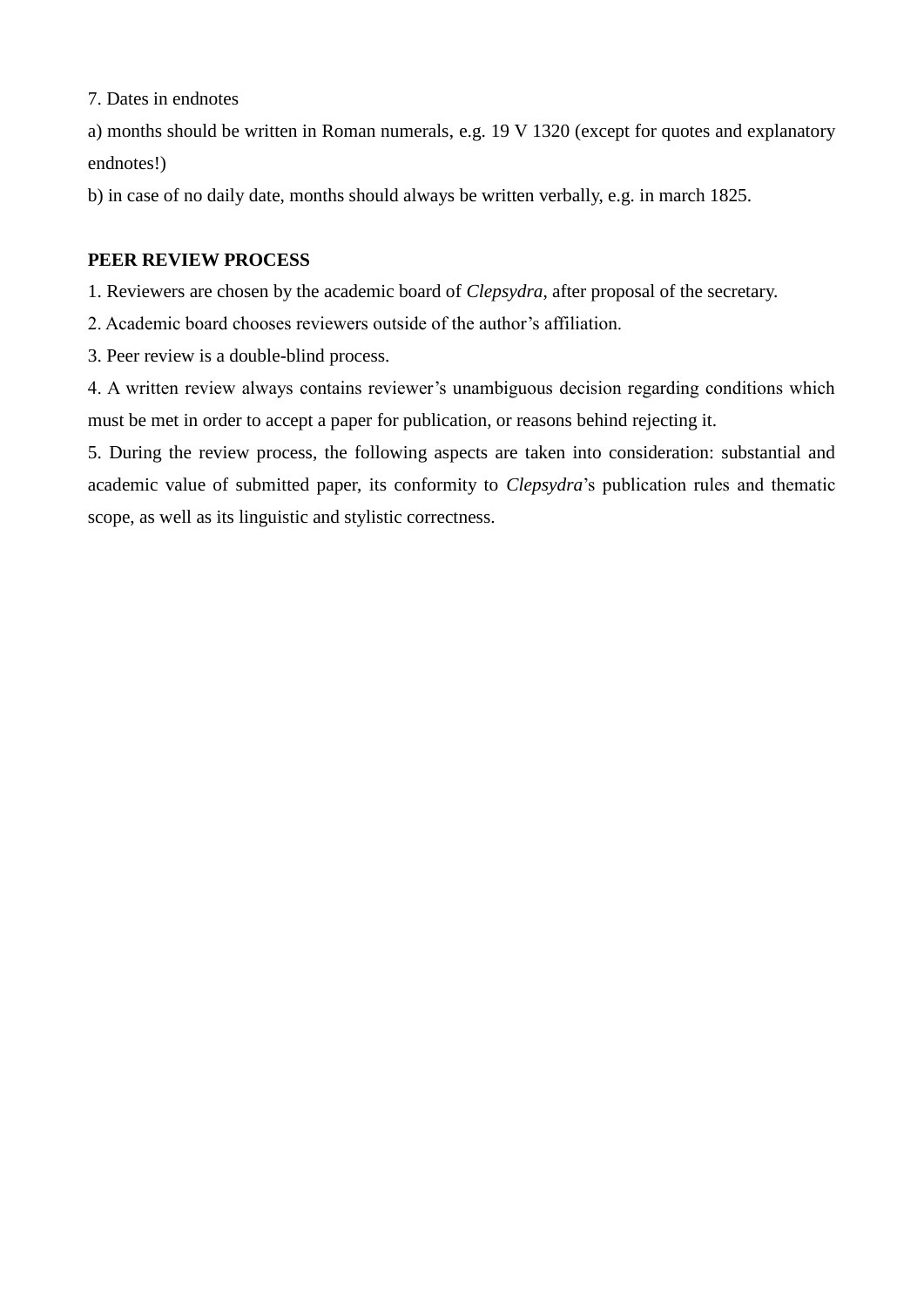7. Dates in endnotes

a) months should be written in Roman numerals, e.g. 19 V 1320 (except for quotes and explanatory endnotes!)

b) in case of no daily date, months should always be written verbally, e.g. in march 1825.

**PEER REVIEW PROCESS**

1. Reviewers are chosen by the academic board of *Clepsydra*, after proposal of the secretary.
2. Academic board chooses reviewers outside of the author's affiliation.
3. Peer review is a double-blind process.
4. A written review always contains reviewer's unambiguous decision regarding conditions which must be met in order to accept a paper for publication, or reasons behind rejecting it.
5. During the review process, the following aspects are taken into consideration: substantial and academic value of submitted paper, its conformity to *Clepsydra*'s publication rules and thematic scope, as well as its linguistic and stylistic correctness.